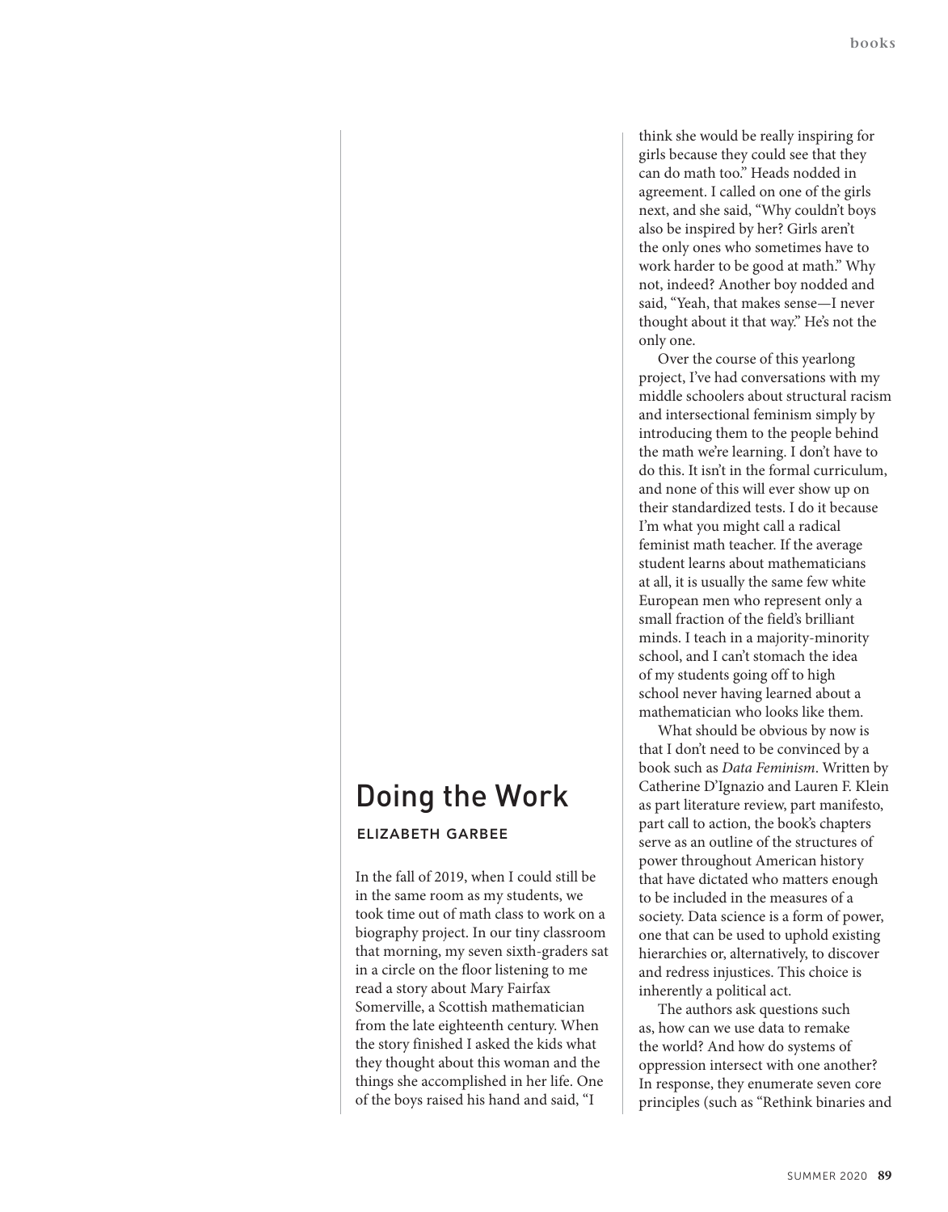# Doing the Work

ELIZABETH GARBEE

In the fall of 2019, when I could still be in the same room as my students, we took time out of math class to work on a biography project. In our tiny classroom that morning, my seven sixth-graders sat in a circle on the floor listening to me read a story about Mary Fairfax Somerville, a Scottish mathematician from the late eighteenth century. When the story finished I asked the kids what they thought about this woman and the things she accomplished in her life. One of the boys raised his hand and said, "I think she would be really inspiring for girls because they could see that they can do math too." Heads nodded in agreement. I called on one of the girls next, and she said, "Why couldn't boys also be inspired by her? Girls aren't the only ones who sometimes have to work harder to be good at math." Why not, indeed? Another boy nodded and said, "Yeah, that makes sense—I never thought about it that way." He's not the only one.

Over the course of this yearlong project, I've had conversations with my middle schoolers about structural racism and intersectional feminism simply by introducing them to the people behind the math we're learning. I don't have to do this. It isn't in the formal curriculum, and none of this will ever show up on their standardized tests. I do it because I'm what you might call a radical feminist math teacher. If the average student learns about mathematicians at all, it is usually the same few white European men who represent only a small fraction of the field's brilliant minds. I teach in a majority-minority school, and I can't stomach the idea of my students going off to high school never having learned about a mathematician who looks like them.

What should be obvious by now is that I don't need to be convinced by a book such as *Data Feminism*. Written by Catherine D'Ignazio and Lauren F. Klein as part literature review, part manifesto, part call to action, the book's chapters serve as an outline of the structures of power throughout American history that have dictated who matters enough to be included in the measures of a society. Data science is a form of power, one that can be used to uphold existing hierarchies or, alternatively, to discover and redress injustices. This choice is inherently a political act.

The authors ask questions such as, how can we use data to remake the world? And how do systems of oppression intersect with one another? In response, they enumerate seven core principles (such as "Rethink binaries and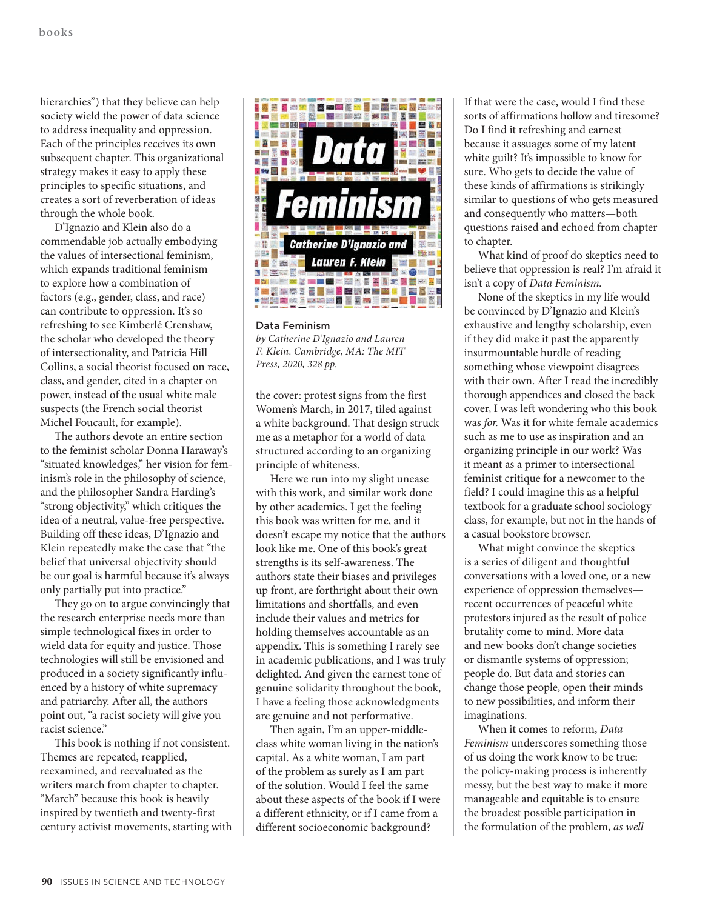hierarchies") that they believe can help society wield the power of data science to address inequality and oppression. Each of the principles receives its own subsequent chapter. This organizational strategy makes it easy to apply these principles to specific situations, and creates a sort of reverberation of ideas through the whole book.

D'Ignazio and Klein also do a commendable job actually embodying the values of intersectional feminism, which expands traditional feminism to explore how a combination of factors (e.g., gender, class, and race) can contribute to oppression. It's so refreshing to see Kimberlé Crenshaw, the scholar who developed the theory of intersectionality, and Patricia Hill Collins, a social theorist focused on race, class, and gender, cited in a chapter on power, instead of the usual white male suspects (the French social theorist Michel Foucault, for example).

The authors devote an entire section to the feminist scholar Donna Haraway's "situated knowledges," her vision for feminism's role in the philosophy of science, and the philosopher Sandra Harding's "strong objectivity," which critiques the idea of a neutral, value-free perspective. Building off these ideas, D'Ignazio and Klein repeatedly make the case that "the belief that universal objectivity should be our goal is harmful because it's always only partially put into practice."

They go on to argue convincingly that the research enterprise needs more than simple technological fixes in order to wield data for equity and justice. Those technologies will still be envisioned and produced in a society significantly influenced by a history of white supremacy and patriarchy. After all, the authors point out, "a racist society will give you racist science."

This book is nothing if not consistent. Themes are repeated, reapplied, reexamined, and reevaluated as the writers march from chapter to chapter. "March" because this book is heavily inspired by twentieth and twenty-first century activist movements, starting with the cover: protest signs from the first Women's March, in 2017, tiled against a white background. That design struck me as a metaphor for a world of data structured according to an organizing principle of whiteness.

**Data Feminism**
*by Catherine D'Ignazio and Lauren F. Klein. Cambridge, MA: The MIT Press, 2020, 328 pp.*

Here we run into my slight unease with this work, and similar work done by other academics. I get the feeling this book was written for me, and it doesn't escape my notice that the authors look like me. One of this book's great strengths is its self-awareness. The authors state their biases and privileges up front, are forthright about their own limitations and shortfalls, and even include their values and metrics for holding themselves accountable as an appendix. This is something I rarely see in academic publications, and I was truly delighted. And given the earnest tone of genuine solidarity throughout the book, I have a feeling those acknowledgments are genuine and not performative.

Then again, I'm an upper-middle-class white woman living in the nation's capital. As a white woman, I am part of the problem as surely as I am part of the solution. Would I feel the same about these aspects of the book if I were a different ethnicity, or if I came from a different socioeconomic background? If that were the case, would I find these sorts of affirmations hollow and tiresome? Do I find it refreshing and earnest because it assuages some of my latent white guilt? It's impossible to know for sure. Who gets to decide the value of these kinds of affirmations is strikingly similar to questions of who gets measured and consequently who matters—both questions raised and echoed from chapter to chapter.

What kind of proof do skeptics need to believe that oppression is real? I'm afraid it isn't a copy of *Data Feminism.*

None of the skeptics in my life would be convinced by D'Ignazio and Klein's exhaustive and lengthy scholarship, even if they did make it past the apparently insurmountable hurdle of reading something whose viewpoint disagrees with their own. After I read the incredibly thorough appendixes and closed the back cover, I was left wondering who this book was *for.* Was it for white female academics such as me to use as inspiration and an organizing principle in our work? Was it meant as a primer to intersectional feminist critique for a newcomer to the field? I could imagine this as a helpful textbook for a graduate school sociology class, for example, but not in the hands of a casual bookstore browser.

What might convince the skeptics is a series of diligent and thoughtful conversations with a loved one, or a new experience of oppression themselves—recent occurrences of peaceful white protestors injured as the result of police brutality come to mind. More data and new books don't change societies or dismantle systems of oppression; people do. But data and stories can change those people, open their minds to new possibilities, and inform their imaginations.

When it comes to reform, *Data Feminism* underscores something those of us doing the work know to be true: the policy-making process is inherently messy, but the best way to make it more manageable and equitable is to ensure the broadest possible participation in the formulation of the problem, *as well*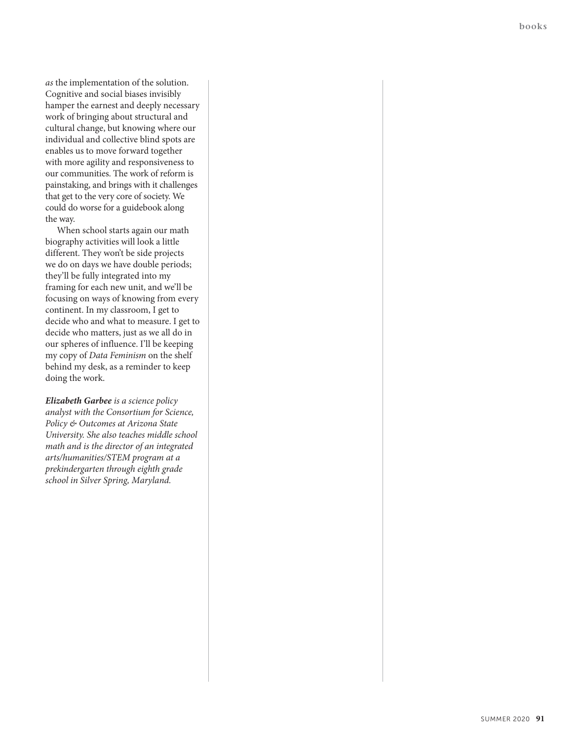*as* the implementation of the solution. Cognitive and social biases invisibly hamper the earnest and deeply necessary work of bringing about structural and cultural change, but knowing where our individual and collective blind spots are enables us to move forward together with more agility and responsiveness to our communities. The work of reform is painstaking, and brings with it challenges that get to the very core of society. We could do worse for a guidebook along the way.

When school starts again our math biography activities will look a little different. They won't be side projects we do on days we have double periods; they'll be fully integrated into my framing for each new unit, and we'll be focusing on ways of knowing from every continent. In my classroom, I get to decide who and what to measure. I get to decide who matters, just as we all do in our spheres of influence. I'll be keeping my copy of *Data Feminism* on the shelf behind my desk, as a reminder to keep doing the work.

***Elizabeth Garbee*** *is a science policy analyst with the Consortium for Science, Policy & Outcomes at Arizona State University. She also teaches middle school math and is the director of an integrated arts/humanities/STEM program at a prekindergarten through eighth grade school in Silver Spring, Maryland.*